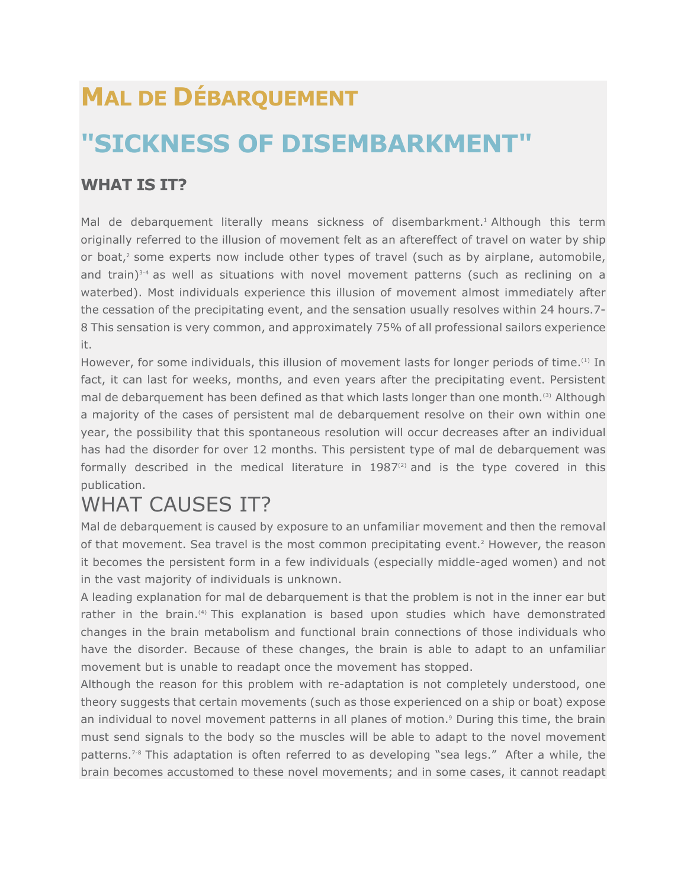# Mal de Débarquement

# "SICKNESS OF DISEMBARKMENT"

## WHAT IS IT?

Mal de debarquement literally means sickness of disembarkment.[1] Although this term originally referred to the illusion of movement felt as an aftereffect of travel on water by ship or boat,[2] some experts now include other types of travel (such as by airplane, automobile, and train)[3-4] as well as situations with novel movement patterns (such as reclining on a waterbed). Most individuals experience this illusion of movement almost immediately after the cessation of the precipitating event, and the sensation usually resolves within 24 hours.7-8 This sensation is very common, and approximately 75% of all professional sailors experience it.

However, for some individuals, this illusion of movement lasts for longer periods of time.[(1)] In fact, it can last for weeks, months, and even years after the precipitating event. Persistent mal de debarquement has been defined as that which lasts longer than one month.[(3)] Although a majority of the cases of persistent mal de debarquement resolve on their own within one year, the possibility that this spontaneous resolution will occur decreases after an individual has had the disorder for over 12 months. This persistent type of mal de debarquement was formally described in the medical literature in 1987[(2)] and is the type covered in this publication.

## WHAT CAUSES IT?

Mal de debarquement is caused by exposure to an unfamiliar movement and then the removal of that movement. Sea travel is the most common precipitating event.[2] However, the reason it becomes the persistent form in a few individuals (especially middle-aged women) and not in the vast majority of individuals is unknown.

A leading explanation for mal de debarquement is that the problem is not in the inner ear but rather in the brain.[(4)] This explanation is based upon studies which have demonstrated changes in the brain metabolism and functional brain connections of those individuals who have the disorder. Because of these changes, the brain is able to adapt to an unfamiliar movement but is unable to readapt once the movement has stopped.

Although the reason for this problem with re-adaptation is not completely understood, one theory suggests that certain movements (such as those experienced on a ship or boat) expose an individual to novel movement patterns in all planes of motion.[9] During this time, the brain must send signals to the body so the muscles will be able to adapt to the novel movement patterns.[7-8] This adaptation is often referred to as developing "sea legs." After a while, the brain becomes accustomed to these novel movements; and in some cases, it cannot readapt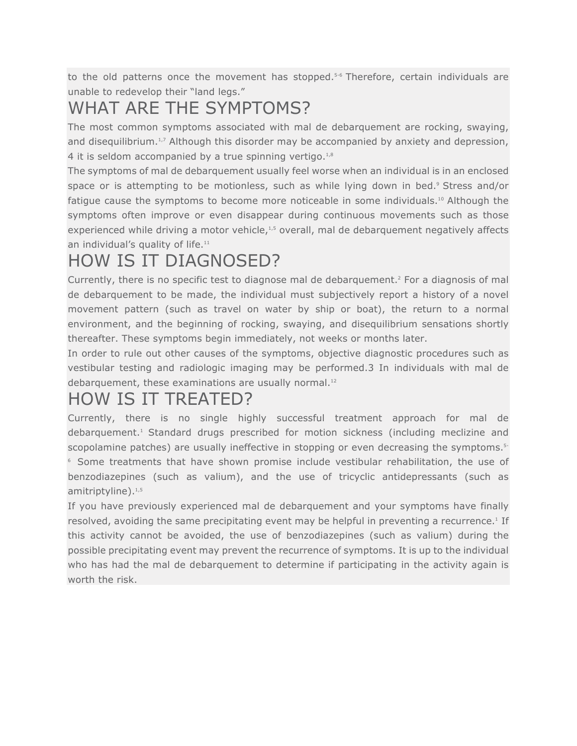to the old patterns once the movement has stopped.[5-6] Therefore, certain individuals are unable to redevelop their "land legs."

# WHAT ARE THE SYMPTOMS?

The most common symptoms associated with mal de debarquement are rocking, swaying, and disequilibrium.[1,7] Although this disorder may be accompanied by anxiety and depression, 4 it is seldom accompanied by a true spinning vertigo.[1,8]

The symptoms of mal de debarquement usually feel worse when an individual is in an enclosed space or is attempting to be motionless, such as while lying down in bed.[9] Stress and/or fatigue cause the symptoms to become more noticeable in some individuals.[10] Although the symptoms often improve or even disappear during continuous movements such as those experienced while driving a motor vehicle,[1,5] overall, mal de debarquement negatively affects an individual's quality of life.[11]

# HOW IS IT DIAGNOSED?

Currently, there is no specific test to diagnose mal de debarquement.[2] For a diagnosis of mal de debarquement to be made, the individual must subjectively report a history of a novel movement pattern (such as travel on water by ship or boat), the return to a normal environment, and the beginning of rocking, swaying, and disequilibrium sensations shortly thereafter. These symptoms begin immediately, not weeks or months later.

In order to rule out other causes of the symptoms, objective diagnostic procedures such as vestibular testing and radiologic imaging may be performed.3 In individuals with mal de debarquement, these examinations are usually normal.[12]

# HOW IS IT TREATED?

Currently, there is no single highly successful treatment approach for mal de debarquement.[1] Standard drugs prescribed for motion sickness (including meclizine and scopolamine patches) are usually ineffective in stopping or even decreasing the symptoms.[5-6] Some treatments that have shown promise include vestibular rehabilitation, the use of benzodiazepines (such as valium), and the use of tricyclic antidepressants (such as amitriptyline).[1,5]

If you have previously experienced mal de debarquement and your symptoms have finally resolved, avoiding the same precipitating event may be helpful in preventing a recurrence.[1] If this activity cannot be avoided, the use of benzodiazepines (such as valium) during the possible precipitating event may prevent the recurrence of symptoms. It is up to the individual who has had the mal de debarquement to determine if participating in the activity again is worth the risk.